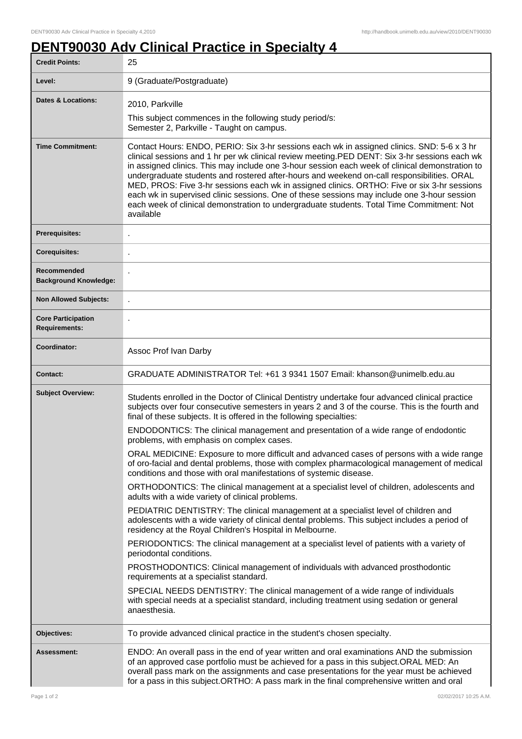# DENT90030 Adv Clinical Practice in Specialty 4

| | |
|---|---|
| **Credit Points:** | 25 |
| **Level:** | 9 (Graduate/Postgraduate) |
| **Dates & Locations:** | 2010, Parkville<br>This subject commences in the following study period/s:<br>Semester 2, Parkville - Taught on campus. |
| **Time Commitment:** | Contact Hours: ENDO, PERIO: Six 3-hr sessions each wk in assigned clinics. SND: 5-6 x 3 hr clinical sessions and 1 hr per wk clinical review meeting.PED DENT: Six 3-hr sessions each wk in assigned clinics. This may include one 3-hour session each week of clinical demonstration to undergraduate students and rostered after-hours and weekend on-call responsibilities. ORAL MED, PROS: Five 3-hr sessions each wk in assigned clinics. ORTHO: Five or six 3-hr sessions each wk in supervised clinic sessions. One of these sessions may include one 3-hour session each week of clinical demonstration to undergraduate students. Total Time Commitment: Not available |
| **Prerequisites:** | . |
| **Corequisites:** | . |
| **Recommended Background Knowledge:** | . |
| **Non Allowed Subjects:** | . |
| **Core Participation Requirements:** | . |
| **Coordinator:** | Assoc Prof Ivan Darby |
| **Contact:** | GRADUATE ADMINISTRATOR Tel: +61 3 9341 1507 Email: khanson@unimelb.edu.au |
| **Subject Overview:** | Students enrolled in the Doctor of Clinical Dentistry undertake four advanced clinical practice subjects over four consecutive semesters in years 2 and 3 of the course. This is the fourth and final of these subjects. It is offered in the following specialties:<br>ENDODONTICS: The clinical management and presentation of a wide range of endodontic problems, with emphasis on complex cases.<br>ORAL MEDICINE: Exposure to more difficult and advanced cases of persons with a wide range of oro-facial and dental problems, those with complex pharmacological management of medical conditions and those with oral manifestations of systemic disease.<br>ORTHODONTICS: The clinical management at a specialist level of children, adolescents and adults with a wide variety of clinical problems.<br>PEDIATRIC DENTISTRY: The clinical management at a specialist level of children and adolescents with a wide variety of clinical dental problems. This subject includes a period of residency at the Royal Children's Hospital in Melbourne.<br>PERIODONTICS: The clinical management at a specialist level of patients with a variety of periodontal conditions.<br>PROSTHODONTICS: Clinical management of individuals with advanced prosthodontic requirements at a specialist standard.<br>SPECIAL NEEDS DENTISTRY: The clinical management of a wide range of individuals with special needs at a specialist standard, including treatment using sedation or general anaesthesia. |
| **Objectives:** | To provide advanced clinical practice in the student's chosen specialty. |
| **Assessment:** | ENDO: An overall pass in the end of year written and oral examinations AND the submission of an approved case portfolio must be achieved for a pass in this subject.ORAL MED: An overall pass mark on the assignments and case presentations for the year must be achieved for a pass in this subject.ORTHO: A pass mark in the final comprehensive written and oral |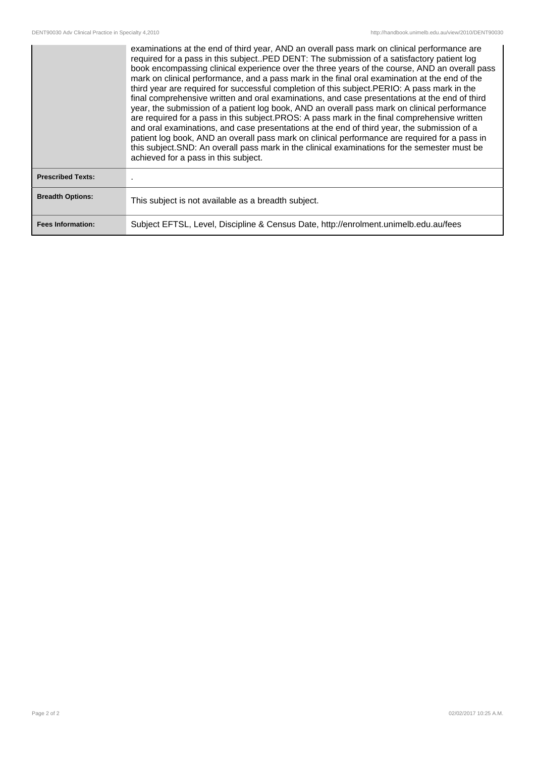| | |
|---|---|
| | examinations at the end of third year, AND an overall pass mark on clinical performance are required for a pass in this subject..PED DENT: The submission of a satisfactory patient log book encompassing clinical experience over the three years of the course, AND an overall pass mark on clinical performance, and a pass mark in the final oral examination at the end of the third year are required for successful completion of this subject.PERIO: A pass mark in the final comprehensive written and oral examinations, and case presentations at the end of third year, the submission of a patient log book, AND an overall pass mark on clinical performance are required for a pass in this subject.PROS: A pass mark in the final comprehensive written and oral examinations, and case presentations at the end of third year, the submission of a patient log book, AND an overall pass mark on clinical performance are required for a pass in this subject.SND: An overall pass mark in the clinical examinations for the semester must be achieved for a pass in this subject. |
| **Prescribed Texts:** | . |
| **Breadth Options:** | This subject is not available as a breadth subject. |
| **Fees Information:** | Subject EFTSL, Level, Discipline & Census Date, http://enrolment.unimelb.edu.au/fees |